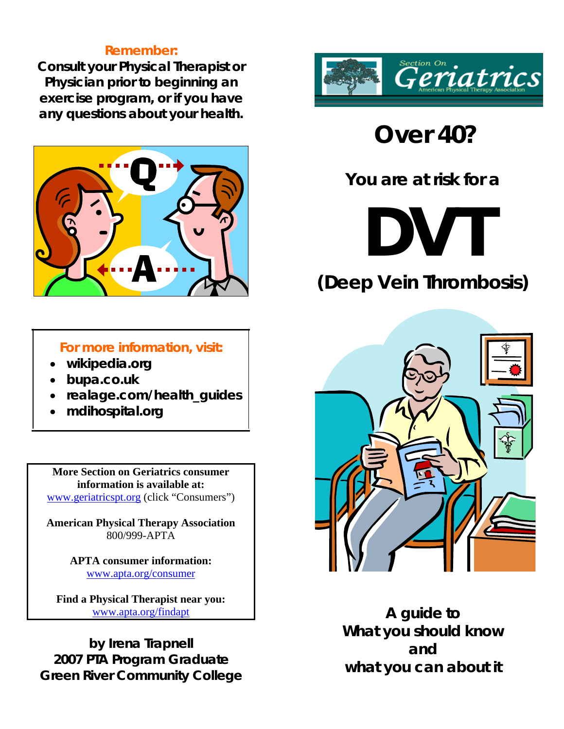**Remember:**

**Consult your Physical Therapist or Physician prior to beginning an exercise program, or if you have any questions about your health.**

**For more information, visit:**

- **wikipedia.org**
- **bupa.co.uk**
- **realage.com/health_guides**
- **mdihospital.org**

**More Section on Geriatrics consumer information is available at:**
www.geriatricspt.org (click "Consumers")

**American Physical Therapy Association**
800/999-APTA

**APTA consumer information:**
www.apta.org/consumer

**Find a Physical Therapist near you:**
www.apta.org/findapt

**by Irena Trapnell**
**2007 PTA Program Graduate**
**Green River Community College**

Section On Geriatrics
American Physical Therapy Association

# Over 40?

## You are at risk for a

# DVT

## (Deep Vein Thrombosis)

**A guide to**
**What you should know**
**and**
**what you can about it**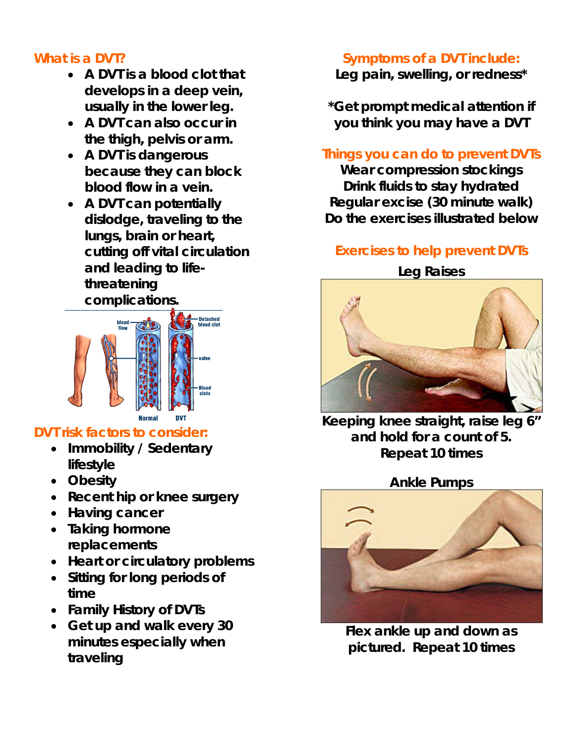## What is a DVT?

- A DVT is a blood clot that develops in a deep vein, usually in the lower leg.
- A DVT can also occur in the thigh, pelvis or arm.
- A DVT is dangerous because they can block blood flow in a vein.
- A DVT can potentially dislodge, traveling to the lungs, brain or heart, cutting off vital circulation and leading to life-threatening complications.

blood flow

Detached blood clot

valve

Blood clots

Normal

DVT

## DVT risk factors to consider:

- Immobility / Sedentary lifestyle
- Obesity
- Recent hip or knee surgery
- Having cancer
- Taking hormone replacements
- Heart or circulatory problems
- Sitting for long periods of time
- Family History of DVTs
- Get up and walk every 30 minutes especially when traveling

## Symptoms of a DVT include:

Leg pain, swelling, or redness*

*Get prompt medical attention if you think you may have a DVT

## Things you can do to prevent DVTs

Wear compression stockings
Drink fluids to stay hydrated
Regular excise (30 minute walk)
Do the exercises illustrated below

## Exercises to help prevent DVTs

### Leg Raises

Keeping knee straight, raise leg 6" and hold for a count of 5. Repeat 10 times

### Ankle Pumps

Flex ankle up and down as pictured. Repeat 10 times